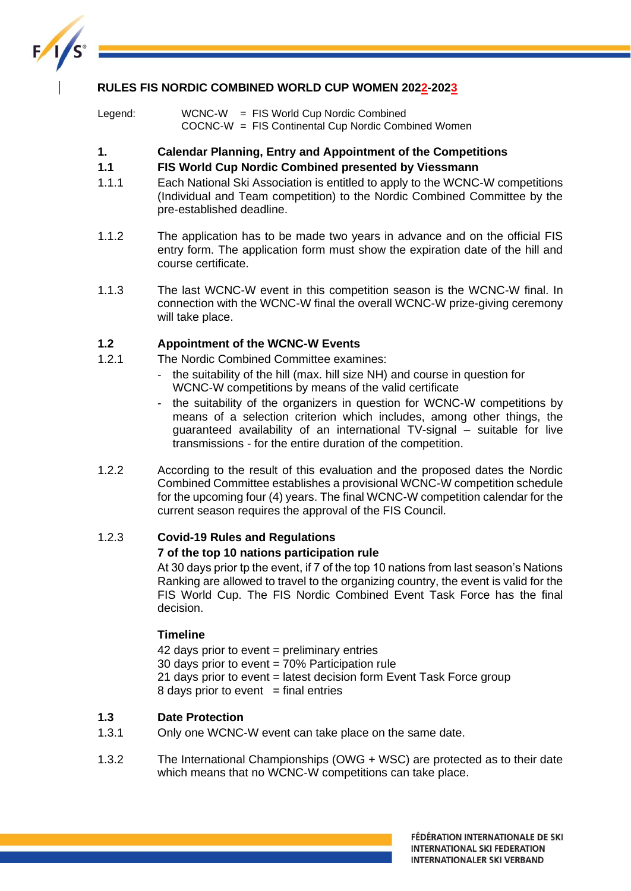# RULES FIS NORDIC COMBINED WORLD CUP WOMEN 2022-2023

Legend: WCNC-W = FIS World Cup Nordic Combined
COCNC-W = FIS Continental Cup Nordic Combined Women

## 1. Calendar Planning, Entry and Appointment of the Competitions

### 1.1 FIS World Cup Nordic Combined presented by Viessmann

1.1.1 Each National Ski Association is entitled to apply to the WCNC-W competitions (Individual and Team competition) to the Nordic Combined Committee by the pre-established deadline.

1.1.2 The application has to be made two years in advance and on the official FIS entry form. The application form must show the expiration date of the hill and course certificate.

1.1.3 The last WCNC-W event in this competition season is the WCNC-W final. In connection with the WCNC-W final the overall WCNC-W prize-giving ceremony will take place.

### 1.2 Appointment of the WCNC-W Events

1.2.1 The Nordic Combined Committee examines:

- the suitability of the hill (max. hill size NH) and course in question for WCNC-W competitions by means of the valid certificate
- the suitability of the organizers in question for WCNC-W competitions by means of a selection criterion which includes, among other things, the guaranteed availability of an international TV-signal – suitable for live transmissions - for the entire duration of the competition.

1.2.2 According to the result of this evaluation and the proposed dates the Nordic Combined Committee establishes a provisional WCNC-W competition schedule for the upcoming four (4) years. The final WCNC-W competition calendar for the current season requires the approval of the FIS Council.

1.2.3 **Covid-19 Rules and Regulations**

**7 of the top 10 nations participation rule**

At 30 days prior tp the event, if 7 of the top 10 nations from last season's Nations Ranking are allowed to travel to the organizing country, the event is valid for the FIS World Cup. The FIS Nordic Combined Event Task Force has the final decision.

**Timeline**

42 days prior to event = preliminary entries
30 days prior to event = 70% Participation rule
21 days prior to event = latest decision form Event Task Force group
8 days prior to event = final entries

### 1.3 Date Protection

1.3.1 Only one WCNC-W event can take place on the same date.

1.3.2 The International Championships (OWG + WSC) are protected as to their date which means that no WCNC-W competitions can take place.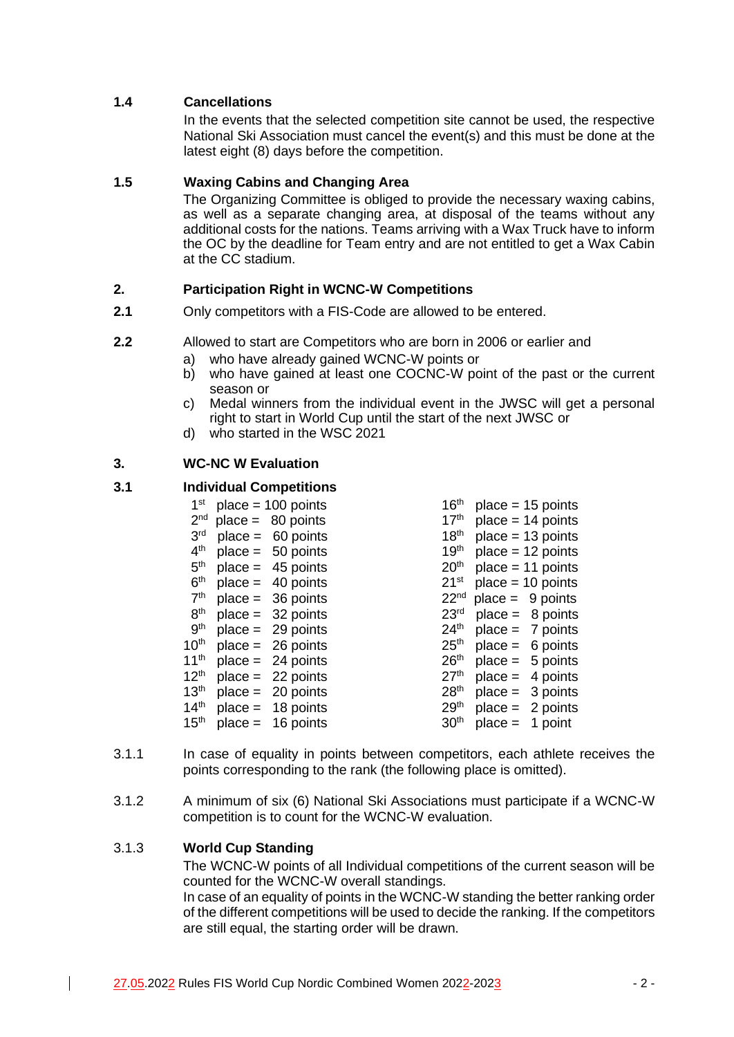### 1.4 Cancellations

In the events that the selected competition site cannot be used, the respective National Ski Association must cancel the event(s) and this must be done at the latest eight (8) days before the competition.

### 1.5 Waxing Cabins and Changing Area

The Organizing Committee is obliged to provide the necessary waxing cabins, as well as a separate changing area, at disposal of the teams without any additional costs for the nations. Teams arriving with a Wax Truck have to inform the OC by the deadline for Team entry and are not entitled to get a Wax Cabin at the CC stadium.

## 2. Participation Right in WCNC-W Competitions

**2.1** Only competitors with a FIS-Code are allowed to be entered.

**2.2** Allowed to start are Competitors who are born in 2006 or earlier and

a) who have already gained WCNC-W points or
b) who have gained at least one COCNC-W point of the past or the current season or
c) Medal winners from the individual event in the JWSC will get a personal right to start in World Cup until the start of the next JWSC or
d) who started in the WSC 2021

## 3. WC-NC W Evaluation

### 3.1 Individual Competitions

1st place = 100 points
2nd place = 80 points
3rd place = 60 points
4th place = 50 points
5th place = 45 points
6th place = 40 points
7th place = 36 points
8th place = 32 points
9th place = 29 points
10th place = 26 points
11th place = 24 points
12th place = 22 points
13th place = 20 points
14th place = 18 points
15th place = 16 points
16th place = 15 points
17th place = 14 points
18th place = 13 points
19th place = 12 points
20th place = 11 points
21st place = 10 points
22nd place = 9 points
23rd place = 8 points
24th place = 7 points
25th place = 6 points
26th place = 5 points
27th place = 4 points
28th place = 3 points
29th place = 2 points
30th place = 1 point

3.1.1 In case of equality in points between competitors, each athlete receives the points corresponding to the rank (the following place is omitted).

3.1.2 A minimum of six (6) National Ski Associations must participate if a WCNC-W competition is to count for the WCNC-W evaluation.

### 3.1.3 World Cup Standing

The WCNC-W points of all Individual competitions of the current season will be counted for the WCNC-W overall standings.
In case of an equality of points in the WCNC-W standing the better ranking order of the different competitions will be used to decide the ranking. If the competitors are still equal, the starting order will be drawn.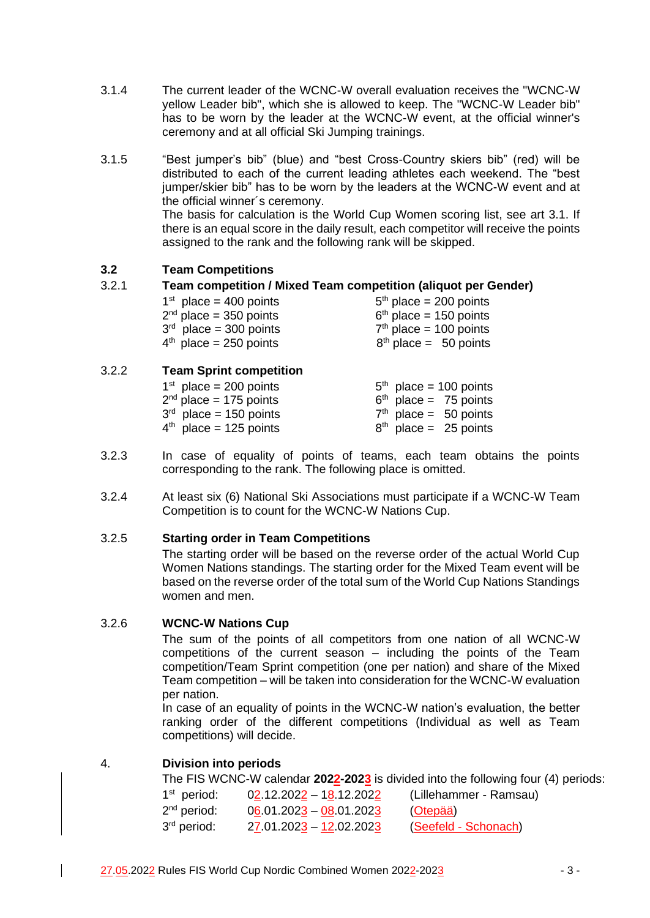3.1.4 The current leader of the WCNC-W overall evaluation receives the "WCNC-W yellow Leader bib", which she is allowed to keep. The "WCNC-W Leader bib" has to be worn by the leader at the WCNC-W event, at the official winner's ceremony and at all official Ski Jumping trainings.

3.1.5 “Best jumper’s bib” (blue) and “best Cross-Country skiers bib” (red) will be distributed to each of the current leading athletes each weekend. The “best jumper/skier bib” has to be worn by the leaders at the WCNC-W event and at the official winner´s ceremony.
The basis for calculation is the World Cup Women scoring list, see art 3.1. If there is an equal score in the daily result, each competitor will receive the points assigned to the rank and the following rank will be skipped.

### 3.2 Team Competitions

#### 3.2.1 Team competition / Mixed Team competition (aliquot per Gender)

| | |
|---|---|
| 1st place = 400 points | 5th place = 200 points |
| 2nd place = 350 points | 6th place = 150 points |
| 3rd place = 300 points | 7th place = 100 points |
| 4th place = 250 points | 8th place = 50 points |

#### 3.2.2 Team Sprint competition

| | |
|---|---|
| 1st place = 200 points | 5th place = 100 points |
| 2nd place = 175 points | 6th place = 75 points |
| 3rd place = 150 points | 7th place = 50 points |
| 4th place = 125 points | 8th place = 25 points |

3.2.3 In case of equality of points of teams, each team obtains the points corresponding to the rank. The following place is omitted.

3.2.4 At least six (6) National Ski Associations must participate if a WCNC-W Team Competition is to count for the WCNC-W Nations Cup.

#### 3.2.5 Starting order in Team Competitions

The starting order will be based on the reverse order of the actual World Cup Women Nations standings. The starting order for the Mixed Team event will be based on the reverse order of the total sum of the World Cup Nations Standings women and men.

#### 3.2.6 WCNC-W Nations Cup

The sum of the points of all competitors from one nation of all WCNC-W competitions of the current season – including the points of the Team competition/Team Sprint competition (one per nation) and share of the Mixed Team competition – will be taken into consideration for the WCNC-W evaluation per nation.
In case of an equality of points in the WCNC-W nation’s evaluation, the better ranking order of the different competitions (Individual as well as Team competitions) will decide.

## 4. Division into periods

The FIS WCNC-W calendar **2022-2023** is divided into the following four (4) periods:

| | | |
|---|---|---|
| 1st period: | 02.12.2022 – 18.12.2022 | (Lillehammer - Ramsau) |
| 2nd period: | 06.01.2023 – 08.01.2023 | (Otepää) |
| 3rd period: | 27.01.2023 – 12.02.2023 | (Seefeld - Schonach) |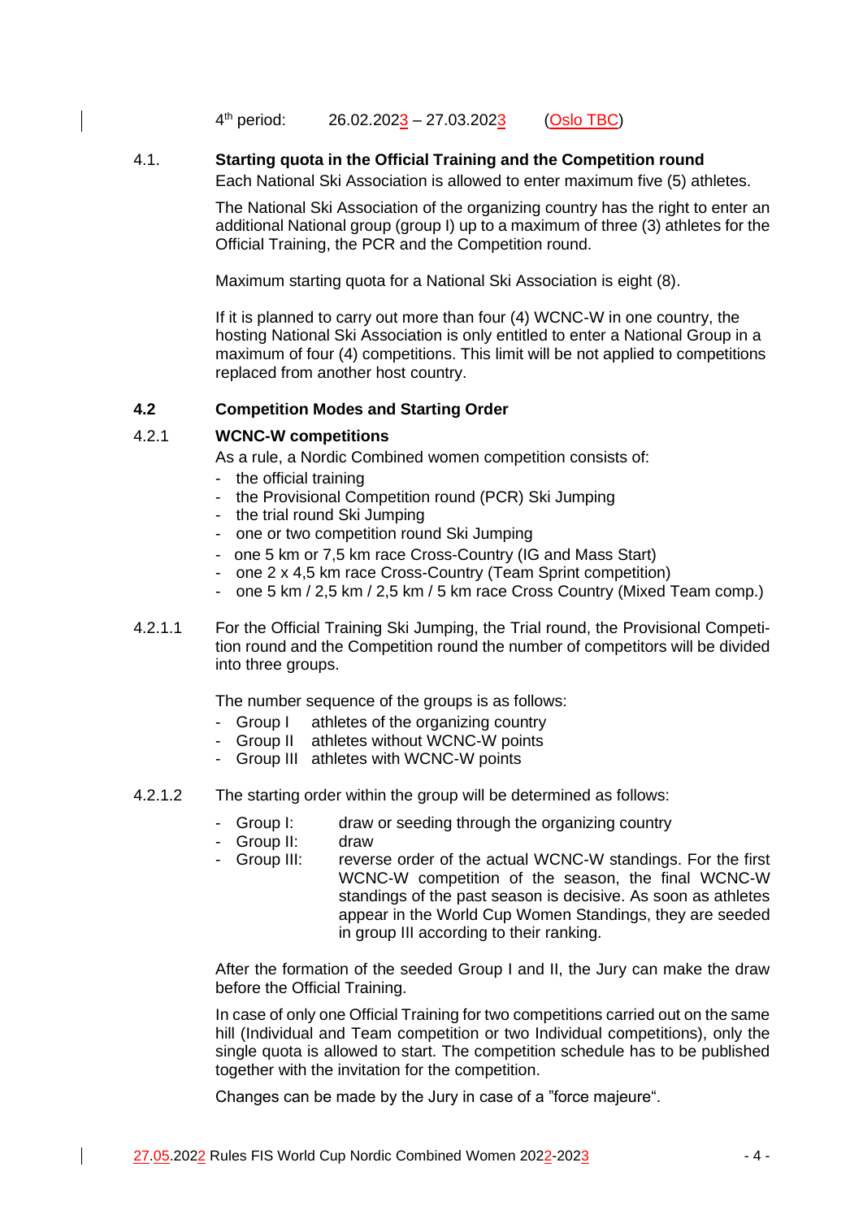4th period: 26.02.2023 – 27.03.2023 (Oslo TBC)

### 4.1. Starting quota in the Official Training and the Competition round

Each National Ski Association is allowed to enter maximum five (5) athletes.

The National Ski Association of the organizing country has the right to enter an additional National group (group I) up to a maximum of three (3) athletes for the Official Training, the PCR and the Competition round.

Maximum starting quota for a National Ski Association is eight (8).

If it is planned to carry out more than four (4) WCNC-W in one country, the hosting National Ski Association is only entitled to enter a National Group in a maximum of four (4) competitions. This limit will be not applied to competitions replaced from another host country.

### 4.2 Competition Modes and Starting Order

#### 4.2.1 WCNC-W competitions

As a rule, a Nordic Combined women competition consists of:

- the official training
- the Provisional Competition round (PCR) Ski Jumping
- the trial round Ski Jumping
- one or two competition round Ski Jumping
- one 5 km or 7,5 km race Cross-Country (IG and Mass Start)
- one 2 x 4,5 km race Cross-Country (Team Sprint competition)
- one 5 km / 2,5 km / 2,5 km / 5 km race Cross Country (Mixed Team comp.)

4.2.1.1 For the Official Training Ski Jumping, the Trial round, the Provisional Competition round and the Competition round the number of competitors will be divided into three groups.

The number sequence of the groups is as follows:

- Group I athletes of the organizing country
- Group II athletes without WCNC-W points
- Group III athletes with WCNC-W points

4.2.1.2 The starting order within the group will be determined as follows:

- Group I: draw or seeding through the organizing country
- Group II: draw
- Group III: reverse order of the actual WCNC-W standings. For the first WCNC-W competition of the season, the final WCNC-W standings of the past season is decisive. As soon as athletes appear in the World Cup Women Standings, they are seeded in group III according to their ranking.

After the formation of the seeded Group I and II, the Jury can make the draw before the Official Training.

In case of only one Official Training for two competitions carried out on the same hill (Individual and Team competition or two Individual competitions), only the single quota is allowed to start. The competition schedule has to be published together with the invitation for the competition.

Changes can be made by the Jury in case of a "force majeure".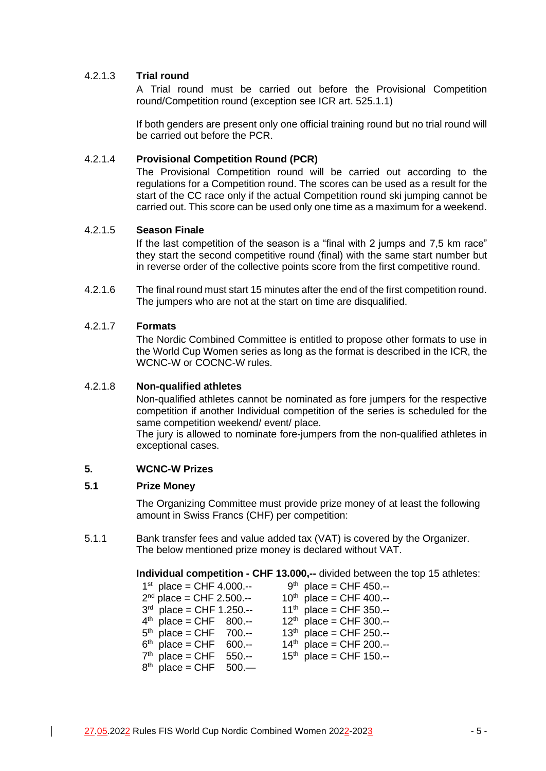#### 4.2.1.3 **Trial round**

A Trial round must be carried out before the Provisional Competition round/Competition round (exception see ICR art. 525.1.1)

If both genders are present only one official training round but no trial round will be carried out before the PCR.

#### 4.2.1.4 **Provisional Competition Round (PCR)**

The Provisional Competition round will be carried out according to the regulations for a Competition round. The scores can be used as a result for the start of the CC race only if the actual Competition round ski jumping cannot be carried out. This score can be used only one time as a maximum for a weekend.

#### 4.2.1.5 **Season Finale**

If the last competition of the season is a "final with 2 jumps and 7,5 km race" they start the second competitive round (final) with the same start number but in reverse order of the collective points score from the first competitive round.

4.2.1.6 The final round must start 15 minutes after the end of the first competition round. The jumpers who are not at the start on time are disqualified.

#### 4.2.1.7 **Formats**

The Nordic Combined Committee is entitled to propose other formats to use in the World Cup Women series as long as the format is described in the ICR, the WCNC-W or COCNC-W rules.

#### 4.2.1.8 **Non-qualified athletes**

Non-qualified athletes cannot be nominated as fore jumpers for the respective competition if another Individual competition of the series is scheduled for the same competition weekend/ event/ place.
The jury is allowed to nominate fore-jumpers from the non-qualified athletes in exceptional cases.

## 5. WCNC-W Prizes

### 5.1 Prize Money

The Organizing Committee must provide prize money of at least the following amount in Swiss Francs (CHF) per competition:

5.1.1 Bank transfer fees and value added tax (VAT) is covered by the Organizer. The below mentioned prize money is declared without VAT.

**Individual competition - CHF 13.000,--** divided between the top 15 athletes:

| | |
|---|---|
| 1st place = CHF 4.000.-- | 9th place = CHF 450.-- |
| 2nd place = CHF 2.500.-- | 10th place = CHF 400.-- |
| 3rd place = CHF 1.250.-- | 11th place = CHF 350.-- |
| 4th place = CHF 800.-- | 12th place = CHF 300.-- |
| 5th place = CHF 700.-- | 13th place = CHF 250.-- |
| 6th place = CHF 600.-- | 14th place = CHF 200.-- |
| 7th place = CHF 550.-- | 15th place = CHF 150.-- |
| 8th place = CHF 500.— | |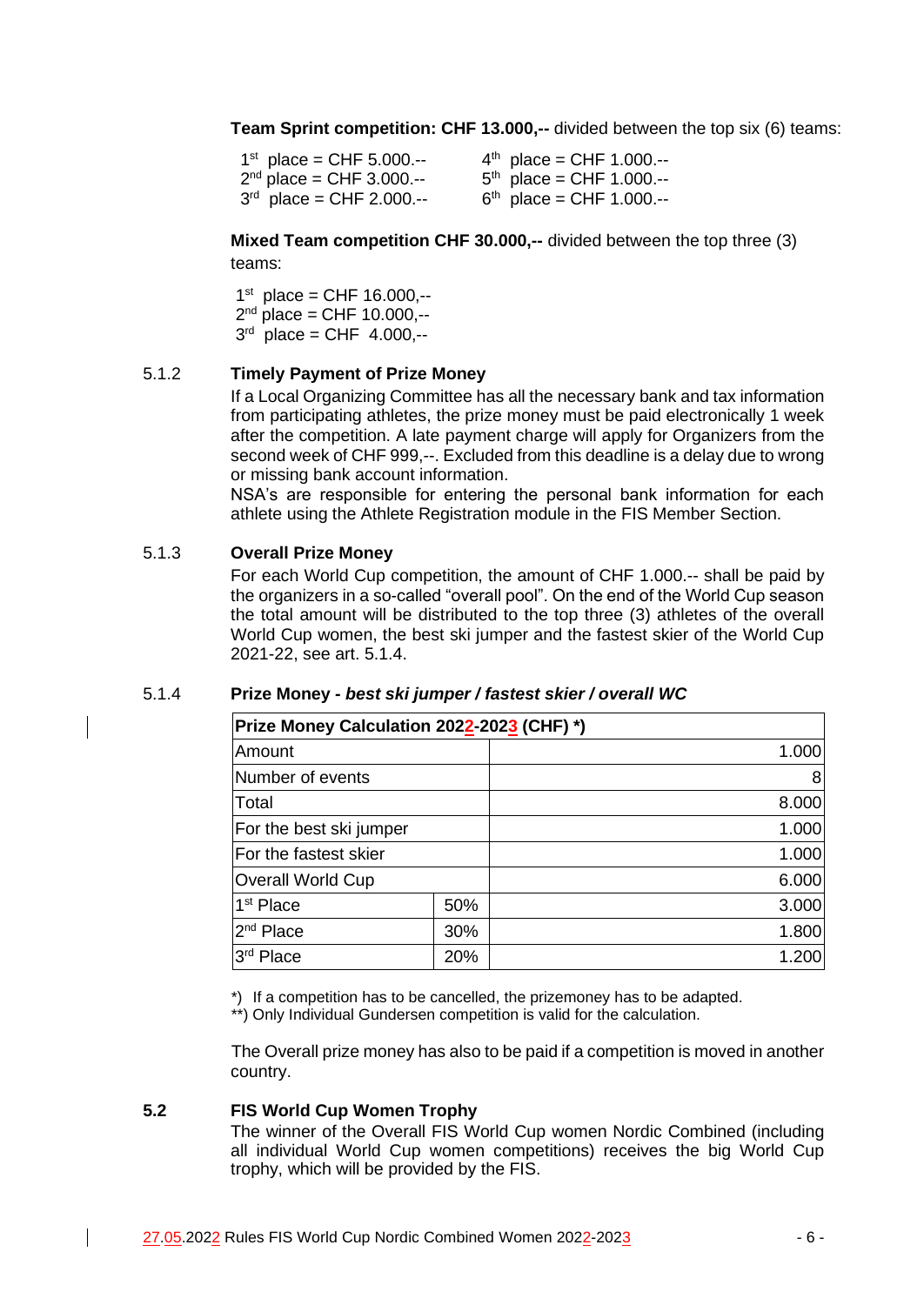**Team Sprint competition: CHF 13.000,--** divided between the top six (6) teams:

1st place = CHF 5.000.--
2nd place = CHF 3.000.--
3rd place = CHF 2.000.--
4th place = CHF 1.000.--
5th place = CHF 1.000.--
6th place = CHF 1.000.--

**Mixed Team competition CHF 30.000,--** divided between the top three (3) teams:

1st place = CHF 16.000,--
2nd place = CHF 10.000,--
3rd place = CHF 4.000,--

### 5.1.2 Timely Payment of Prize Money

If a Local Organizing Committee has all the necessary bank and tax information from participating athletes, the prize money must be paid electronically 1 week after the competition. A late payment charge will apply for Organizers from the second week of CHF 999,--. Excluded from this deadline is a delay due to wrong or missing bank account information.

NSA's are responsible for entering the personal bank information for each athlete using the Athlete Registration module in the FIS Member Section.

### 5.1.3 Overall Prize Money

For each World Cup competition, the amount of CHF 1.000.-- shall be paid by the organizers in a so-called "overall pool". On the end of the World Cup season the total amount will be distributed to the top three (3) athletes of the overall World Cup women, the best ski jumper and the fastest skier of the World Cup 2021-22, see art. 5.1.4.

### 5.1.4 Prize Money - *best ski jumper / fastest skier / overall WC*

| Prize Money Calculation 2022-2023 (CHF) *) | | |
|---|---|---|
| Amount | | 1.000 |
| Number of events | | 8 |
| Total | | 8.000 |
| For the best ski jumper | | 1.000 |
| For the fastest skier | | 1.000 |
| Overall World Cup | | 6.000 |
| 1st Place | 50% | 3.000 |
| 2nd Place | 30% | 1.800 |
| 3rd Place | 20% | 1.200 |

*) If a competition has to be cancelled, the prizemoney has to be adapted.
**) Only Individual Gundersen competition is valid for the calculation.

The Overall prize money has also to be paid if a competition is moved in another country.

## 5.2 FIS World Cup Women Trophy

The winner of the Overall FIS World Cup women Nordic Combined (including all individual World Cup women competitions) receives the big World Cup trophy, which will be provided by the FIS.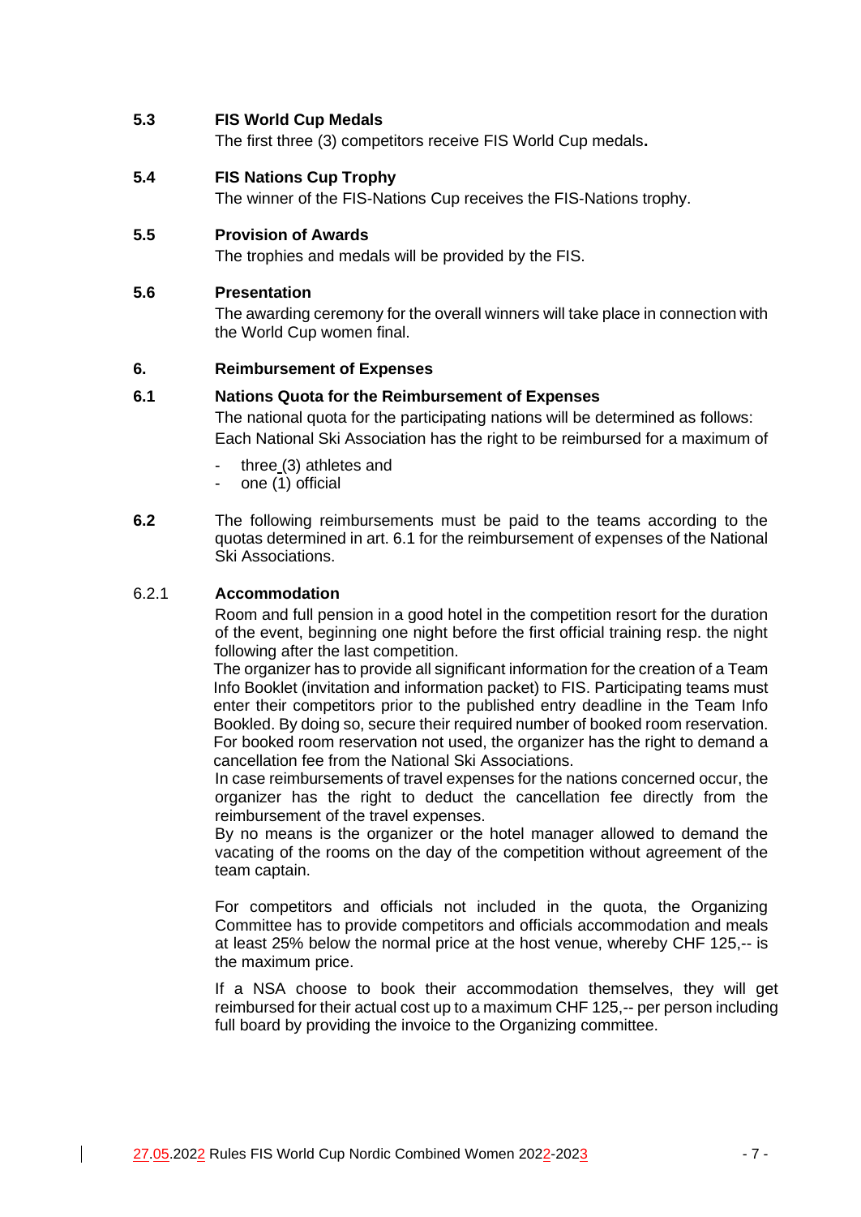### 5.3 FIS World Cup Medals

The first three (3) competitors receive FIS World Cup medals**.**

### 5.4 FIS Nations Cup Trophy

The winner of the FIS-Nations Cup receives the FIS-Nations trophy.

### 5.5 Provision of Awards

The trophies and medals will be provided by the FIS.

### 5.6 Presentation

The awarding ceremony for the overall winners will take place in connection with the World Cup women final.

## 6. Reimbursement of Expenses

### 6.1 Nations Quota for the Reimbursement of Expenses

The national quota for the participating nations will be determined as follows: Each National Ski Association has the right to be reimbursed for a maximum of

- three (3) athletes and
- one (1) official

**6.2** The following reimbursements must be paid to the teams according to the quotas determined in art. 6.1 for the reimbursement of expenses of the National Ski Associations.

#### 6.2.1 Accommodation

Room and full pension in a good hotel in the competition resort for the duration of the event, beginning one night before the first official training resp. the night following after the last competition.

The organizer has to provide all significant information for the creation of a Team Info Booklet (invitation and information packet) to FIS. Participating teams must enter their competitors prior to the published entry deadline in the Team Info Bookled. By doing so, secure their required number of booked room reservation. For booked room reservation not used, the organizer has the right to demand a cancellation fee from the National Ski Associations.

In case reimbursements of travel expenses for the nations concerned occur, the organizer has the right to deduct the cancellation fee directly from the reimbursement of the travel expenses.

By no means is the organizer or the hotel manager allowed to demand the vacating of the rooms on the day of the competition without agreement of the team captain.

For competitors and officials not included in the quota, the Organizing Committee has to provide competitors and officials accommodation and meals at least 25% below the normal price at the host venue, whereby CHF 125,-- is the maximum price.

If a NSA choose to book their accommodation themselves, they will get reimbursed for their actual cost up to a maximum CHF 125,-- per person including full board by providing the invoice to the Organizing committee.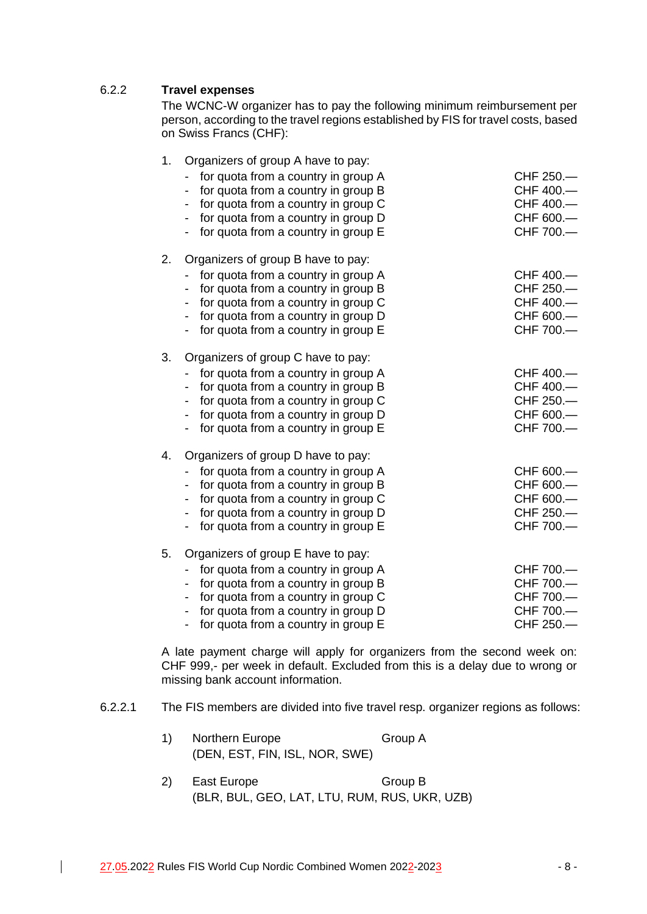#### 6.2.2 Travel expenses

The WCNC-W organizer has to pay the following minimum reimbursement per person, according to the travel regions established by FIS for travel costs, based on Swiss Francs (CHF):

1. Organizers of group A have to pay:
   - for quota from a country in group A — CHF 250.—
   - for quota from a country in group B — CHF 400.—
   - for quota from a country in group C — CHF 400.—
   - for quota from a country in group D — CHF 600.—
   - for quota from a country in group E — CHF 700.—

2. Organizers of group B have to pay:
   - for quota from a country in group A — CHF 400.—
   - for quota from a country in group B — CHF 250.—
   - for quota from a country in group C — CHF 400.—
   - for quota from a country in group D — CHF 600.—
   - for quota from a country in group E — CHF 700.—

3. Organizers of group C have to pay:
   - for quota from a country in group A — CHF 400.—
   - for quota from a country in group B — CHF 400.—
   - for quota from a country in group C — CHF 250.—
   - for quota from a country in group D — CHF 600.—
   - for quota from a country in group E — CHF 700.—

4. Organizers of group D have to pay:
   - for quota from a country in group A — CHF 600.—
   - for quota from a country in group B — CHF 600.—
   - for quota from a country in group C — CHF 600.—
   - for quota from a country in group D — CHF 250.—
   - for quota from a country in group E — CHF 700.—

5. Organizers of group E have to pay:
   - for quota from a country in group A — CHF 700.—
   - for quota from a country in group B — CHF 700.—
   - for quota from a country in group C — CHF 700.—
   - for quota from a country in group D — CHF 700.—
   - for quota from a country in group E — CHF 250.—

A late payment charge will apply for organizers from the second week on: CHF 999,- per week in default. Excluded from this is a delay due to wrong or missing bank account information.

6.2.2.1 The FIS members are divided into five travel resp. organizer regions as follows:

1) Northern Europe — Group A
   (DEN, EST, FIN, ISL, NOR, SWE)

2) East Europe — Group B
   (BLR, BUL, GEO, LAT, LTU, RUM, RUS, UKR, UZB)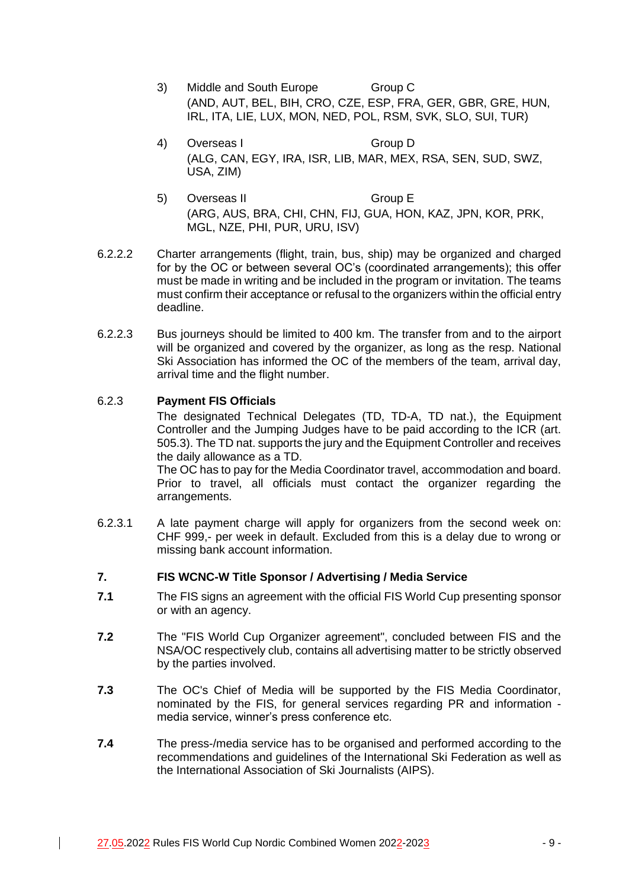3) Middle and South Europe Group C
(AND, AUT, BEL, BIH, CRO, CZE, ESP, FRA, GER, GBR, GRE, HUN, IRL, ITA, LIE, LUX, MON, NED, POL, RSM, SVK, SLO, SUI, TUR)

4) Overseas I Group D
(ALG, CAN, EGY, IRA, ISR, LIB, MAR, MEX, RSA, SEN, SUD, SWZ, USA, ZIM)

5) Overseas II Group E
(ARG, AUS, BRA, CHI, CHN, FIJ, GUA, HON, KAZ, JPN, KOR, PRK, MGL, NZE, PHI, PUR, URU, ISV)

6.2.2.2 Charter arrangements (flight, train, bus, ship) may be organized and charged for by the OC or between several OC's (coordinated arrangements); this offer must be made in writing and be included in the program or invitation. The teams must confirm their acceptance or refusal to the organizers within the official entry deadline.

6.2.2.3 Bus journeys should be limited to 400 km. The transfer from and to the airport will be organized and covered by the organizer, as long as the resp. National Ski Association has informed the OC of the members of the team, arrival day, arrival time and the flight number.

6.2.3 **Payment FIS Officials**

The designated Technical Delegates (TD, TD-A, TD nat.), the Equipment Controller and the Jumping Judges have to be paid according to the ICR (art. 505.3). The TD nat. supports the jury and the Equipment Controller and receives the daily allowance as a TD.

The OC has to pay for the Media Coordinator travel, accommodation and board. Prior to travel, all officials must contact the organizer regarding the arrangements.

6.2.3.1 A late payment charge will apply for organizers from the second week on: CHF 999,- per week in default. Excluded from this is a delay due to wrong or missing bank account information.

## 7. FIS WCNC-W Title Sponsor / Advertising / Media Service

**7.1** The FIS signs an agreement with the official FIS World Cup presenting sponsor or with an agency.

**7.2** The "FIS World Cup Organizer agreement", concluded between FIS and the NSA/OC respectively club, contains all advertising matter to be strictly observed by the parties involved.

**7.3** The OC's Chief of Media will be supported by the FIS Media Coordinator, nominated by the FIS, for general services regarding PR and information - media service, winner's press conference etc.

**7.4** The press-/media service has to be organised and performed according to the recommendations and guidelines of the International Ski Federation as well as the International Association of Ski Journalists (AIPS).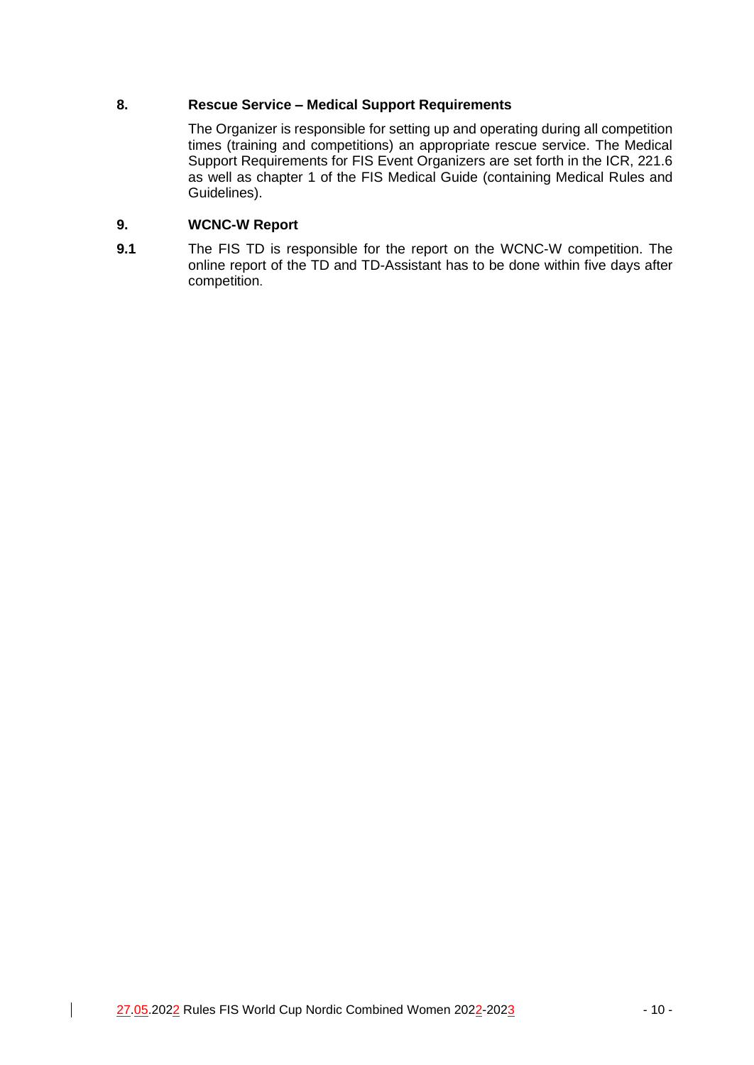## 8. Rescue Service – Medical Support Requirements

The Organizer is responsible for setting up and operating during all competition times (training and competitions) an appropriate rescue service. The Medical Support Requirements for FIS Event Organizers are set forth in the ICR, 221.6 as well as chapter 1 of the FIS Medical Guide (containing Medical Rules and Guidelines).

## 9. WCNC-W Report

**9.1** The FIS TD is responsible for the report on the WCNC-W competition. The online report of the TD and TD-Assistant has to be done within five days after competition.